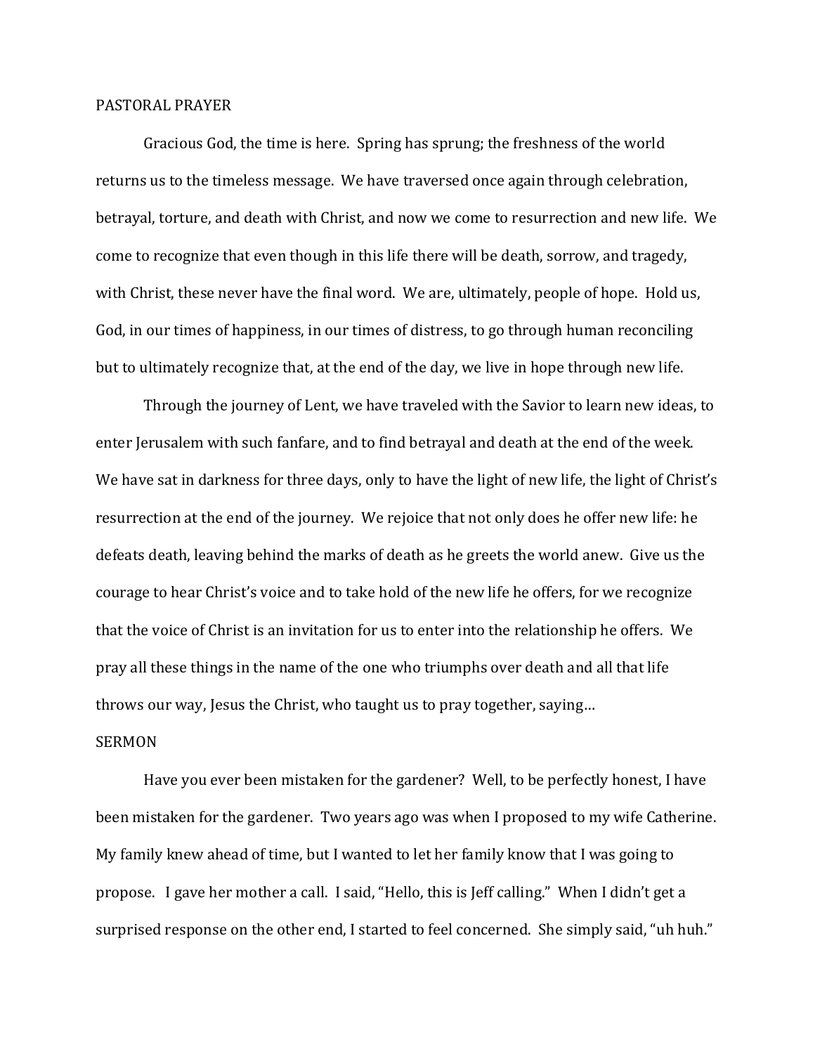## PASTORAL PRAYER

Gracious God, the time is here. Spring has sprung; the freshness of the world returns us to the timeless message. We have traversed once again through celebration, betrayal, torture, and death with Christ, and now we come to resurrection and new life. We come to recognize that even though in this life there will be death, sorrow, and tragedy, with Christ, these never have the final word. We are, ultimately, people of hope. Hold us, God, in our times of happiness, in our times of distress, to go through human reconciling but to ultimately recognize that, at the end of the day, we live in hope through new life.

Through the journey of Lent, we have traveled with the Savior to learn new ideas, to enter Jerusalem with such fanfare, and to find betrayal and death at the end of the week. We have sat in darkness for three days, only to have the light of new life, the light of Christ's resurrection at the end of the journey. We rejoice that not only does he offer new life: he defeats death, leaving behind the marks of death as he greets the world anew. Give us the courage to hear Christ's voice and to take hold of the new life he offers, for we recognize that the voice of Christ is an invitation for us to enter into the relationship he offers. We pray all these things in the name of the one who triumphs over death and all that life throws our way, Jesus the Christ, who taught us to pray together, saying…

## SERMON

Have you ever been mistaken for the gardener? Well, to be perfectly honest, I have been mistaken for the gardener. Two years ago was when I proposed to my wife Catherine. My family knew ahead of time, but I wanted to let her family know that I was going to propose. I gave her mother a call. I said, "Hello, this is Jeff calling." When I didn't get a surprised response on the other end, I started to feel concerned. She simply said, "uh huh."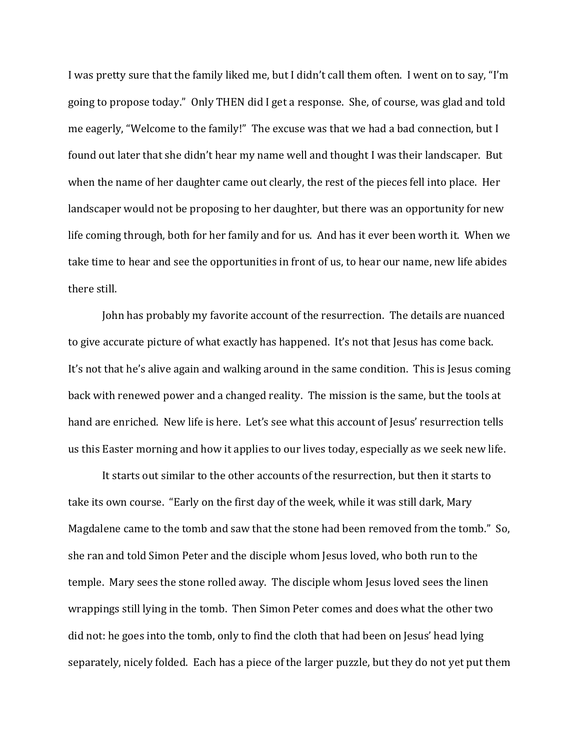I was pretty sure that the family liked me, but I didn't call them often. I went on to say, "I'm going to propose today." Only THEN did I get a response. She, of course, was glad and told me eagerly, "Welcome to the family!" The excuse was that we had a bad connection, but I found out later that she didn't hear my name well and thought I was their landscaper. But when the name of her daughter came out clearly, the rest of the pieces fell into place. Her landscaper would not be proposing to her daughter, but there was an opportunity for new life coming through, both for her family and for us. And has it ever been worth it. When we take time to hear and see the opportunities in front of us, to hear our name, new life abides there still.

John has probably my favorite account of the resurrection. The details are nuanced to give accurate picture of what exactly has happened. It's not that Jesus has come back. It's not that he's alive again and walking around in the same condition. This is Jesus coming back with renewed power and a changed reality. The mission is the same, but the tools at hand are enriched. New life is here. Let's see what this account of Jesus' resurrection tells us this Easter morning and how it applies to our lives today, especially as we seek new life.

It starts out similar to the other accounts of the resurrection, but then it starts to take its own course. "Early on the first day of the week, while it was still dark, Mary Magdalene came to the tomb and saw that the stone had been removed from the tomb." So, she ran and told Simon Peter and the disciple whom Jesus loved, who both run to the temple. Mary sees the stone rolled away. The disciple whom Jesus loved sees the linen wrappings still lying in the tomb. Then Simon Peter comes and does what the other two did not: he goes into the tomb, only to find the cloth that had been on Jesus' head lying separately, nicely folded. Each has a piece of the larger puzzle, but they do not yet put them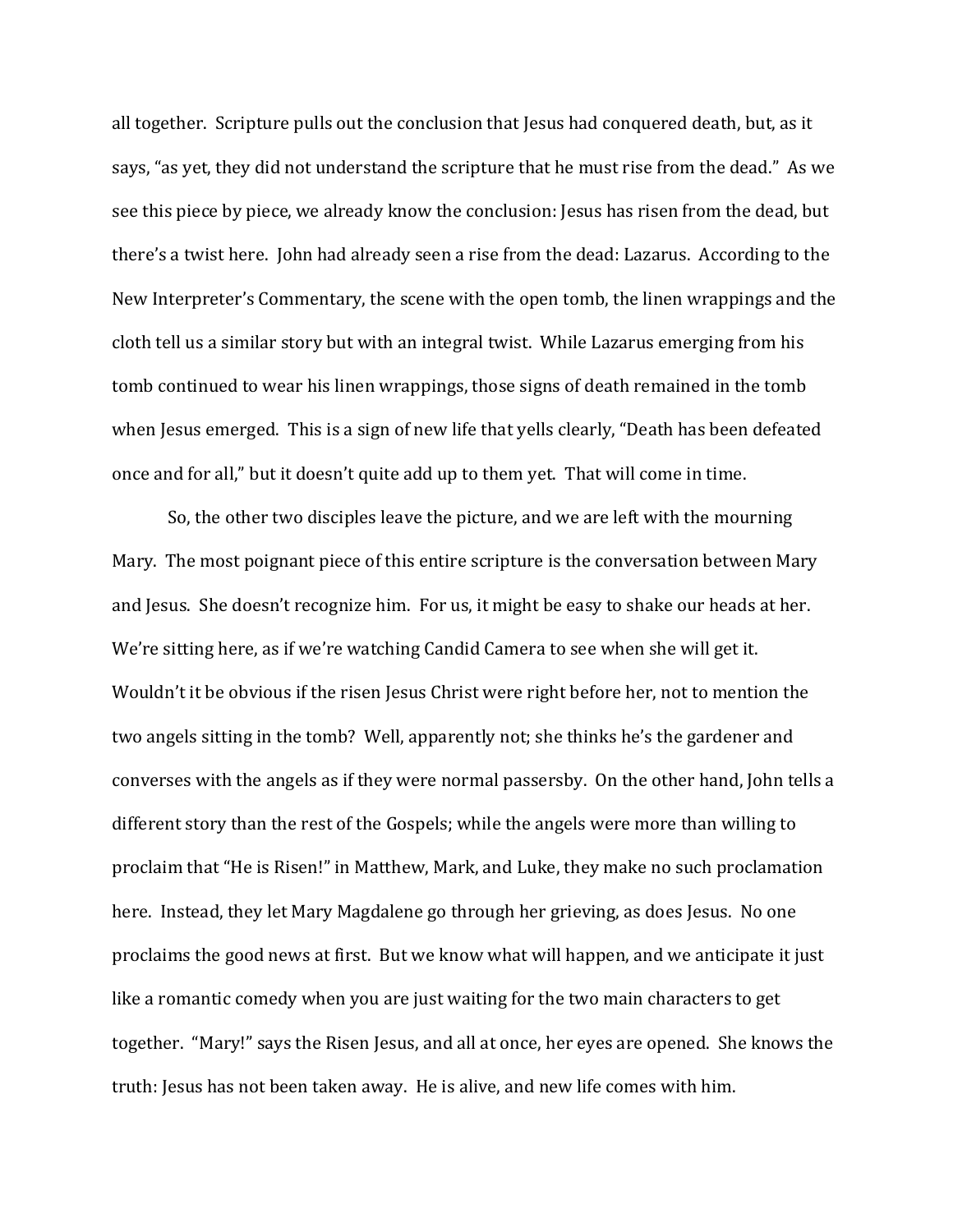all together. Scripture pulls out the conclusion that Jesus had conquered death, but, as it says, "as yet, they did not understand the scripture that he must rise from the dead." As we see this piece by piece, we already know the conclusion: Jesus has risen from the dead, but there's a twist here. John had already seen a rise from the dead: Lazarus. According to the New Interpreter's Commentary, the scene with the open tomb, the linen wrappings and the cloth tell us a similar story but with an integral twist. While Lazarus emerging from his tomb continued to wear his linen wrappings, those signs of death remained in the tomb when Jesus emerged. This is a sign of new life that yells clearly, "Death has been defeated once and for all," but it doesn't quite add up to them yet. That will come in time.

So, the other two disciples leave the picture, and we are left with the mourning Mary. The most poignant piece of this entire scripture is the conversation between Mary and Jesus. She doesn't recognize him. For us, it might be easy to shake our heads at her. We're sitting here, as if we're watching Candid Camera to see when she will get it. Wouldn't it be obvious if the risen Jesus Christ were right before her, not to mention the two angels sitting in the tomb? Well, apparently not; she thinks he's the gardener and converses with the angels as if they were normal passersby. On the other hand, John tells a different story than the rest of the Gospels; while the angels were more than willing to proclaim that "He is Risen!" in Matthew, Mark, and Luke, they make no such proclamation here. Instead, they let Mary Magdalene go through her grieving, as does Jesus. No one proclaims the good news at first. But we know what will happen, and we anticipate it just like a romantic comedy when you are just waiting for the two main characters to get together. "Mary!" says the Risen Jesus, and all at once, her eyes are opened. She knows the truth: Jesus has not been taken away. He is alive, and new life comes with him.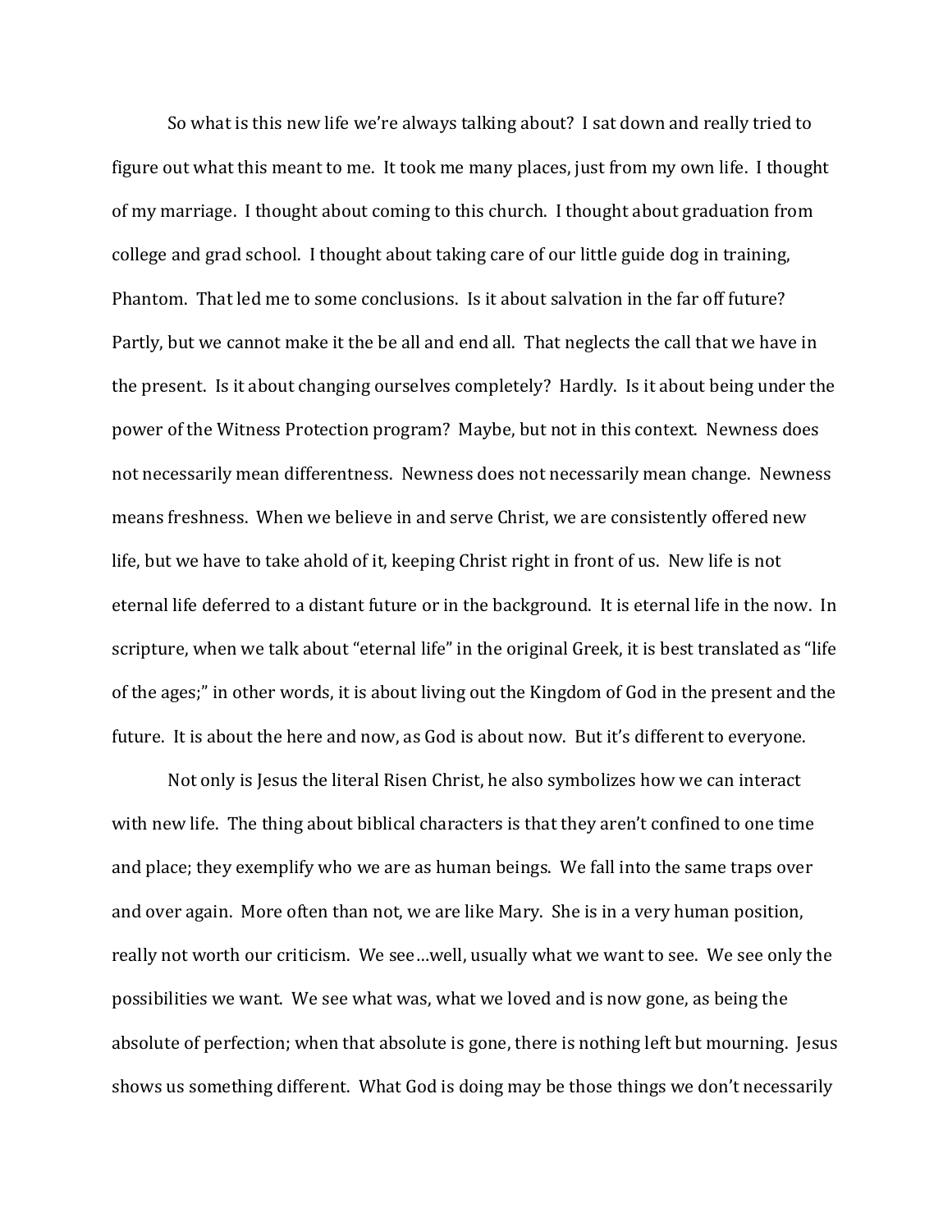So what is this new life we're always talking about? I sat down and really tried to figure out what this meant to me. It took me many places, just from my own life. I thought of my marriage. I thought about coming to this church. I thought about graduation from college and grad school. I thought about taking care of our little guide dog in training, Phantom. That led me to some conclusions. Is it about salvation in the far off future? Partly, but we cannot make it the be all and end all. That neglects the call that we have in the present. Is it about changing ourselves completely? Hardly. Is it about being under the power of the Witness Protection program? Maybe, but not in this context. Newness does not necessarily mean differentness. Newness does not necessarily mean change. Newness means freshness. When we believe in and serve Christ, we are consistently offered new life, but we have to take ahold of it, keeping Christ right in front of us. New life is not eternal life deferred to a distant future or in the background. It is eternal life in the now. In scripture, when we talk about "eternal life" in the original Greek, it is best translated as "life of the ages;" in other words, it is about living out the Kingdom of God in the present and the future. It is about the here and now, as God is about now. But it's different to everyone.

Not only is Jesus the literal Risen Christ, he also symbolizes how we can interact with new life. The thing about biblical characters is that they aren't confined to one time and place; they exemplify who we are as human beings. We fall into the same traps over and over again. More often than not, we are like Mary. She is in a very human position, really not worth our criticism. We see…well, usually what we want to see. We see only the possibilities we want. We see what was, what we loved and is now gone, as being the absolute of perfection; when that absolute is gone, there is nothing left but mourning. Jesus shows us something different. What God is doing may be those things we don't necessarily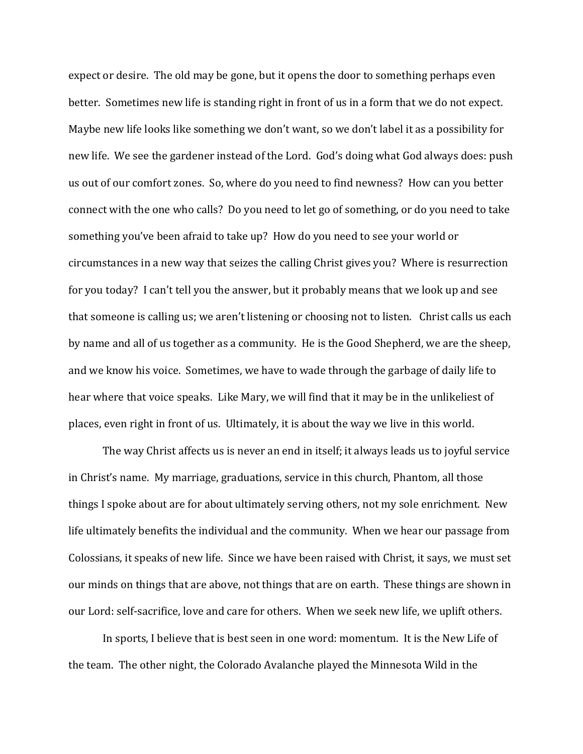expect or desire. The old may be gone, but it opens the door to something perhaps even better. Sometimes new life is standing right in front of us in a form that we do not expect. Maybe new life looks like something we don't want, so we don't label it as a possibility for new life. We see the gardener instead of the Lord. God's doing what God always does: push us out of our comfort zones. So, where do you need to find newness? How can you better connect with the one who calls? Do you need to let go of something, or do you need to take something you've been afraid to take up? How do you need to see your world or circumstances in a new way that seizes the calling Christ gives you? Where is resurrection for you today? I can't tell you the answer, but it probably means that we look up and see that someone is calling us; we aren't listening or choosing not to listen. Christ calls us each by name and all of us together as a community. He is the Good Shepherd, we are the sheep, and we know his voice. Sometimes, we have to wade through the garbage of daily life to hear where that voice speaks. Like Mary, we will find that it may be in the unlikeliest of places, even right in front of us. Ultimately, it is about the way we live in this world.

The way Christ affects us is never an end in itself; it always leads us to joyful service in Christ's name. My marriage, graduations, service in this church, Phantom, all those things I spoke about are for about ultimately serving others, not my sole enrichment. New life ultimately benefits the individual and the community. When we hear our passage from Colossians, it speaks of new life. Since we have been raised with Christ, it says, we must set our minds on things that are above, not things that are on earth. These things are shown in our Lord: self-sacrifice, love and care for others. When we seek new life, we uplift others.

In sports, I believe that is best seen in one word: momentum. It is the New Life of the team. The other night, the Colorado Avalanche played the Minnesota Wild in the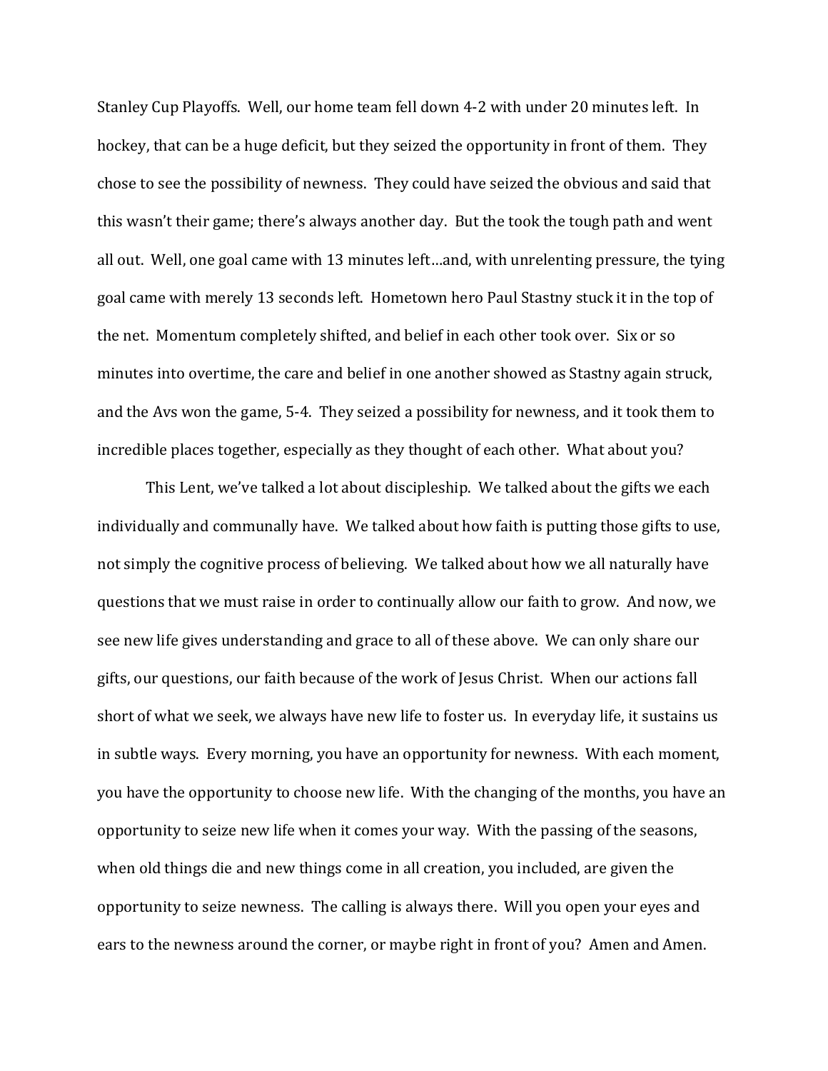Stanley Cup Playoffs. Well, our home team fell down 4-2 with under 20 minutes left. In hockey, that can be a huge deficit, but they seized the opportunity in front of them. They chose to see the possibility of newness. They could have seized the obvious and said that this wasn't their game; there's always another day. But the took the tough path and went all out. Well, one goal came with 13 minutes left…and, with unrelenting pressure, the tying goal came with merely 13 seconds left. Hometown hero Paul Stastny stuck it in the top of the net. Momentum completely shifted, and belief in each other took over. Six or so minutes into overtime, the care and belief in one another showed as Stastny again struck, and the Avs won the game, 5-4. They seized a possibility for newness, and it took them to incredible places together, especially as they thought of each other. What about you?

This Lent, we've talked a lot about discipleship. We talked about the gifts we each individually and communally have. We talked about how faith is putting those gifts to use, not simply the cognitive process of believing. We talked about how we all naturally have questions that we must raise in order to continually allow our faith to grow. And now, we see new life gives understanding and grace to all of these above. We can only share our gifts, our questions, our faith because of the work of Jesus Christ. When our actions fall short of what we seek, we always have new life to foster us. In everyday life, it sustains us in subtle ways. Every morning, you have an opportunity for newness. With each moment, you have the opportunity to choose new life. With the changing of the months, you have an opportunity to seize new life when it comes your way. With the passing of the seasons, when old things die and new things come in all creation, you included, are given the opportunity to seize newness. The calling is always there. Will you open your eyes and ears to the newness around the corner, or maybe right in front of you? Amen and Amen.